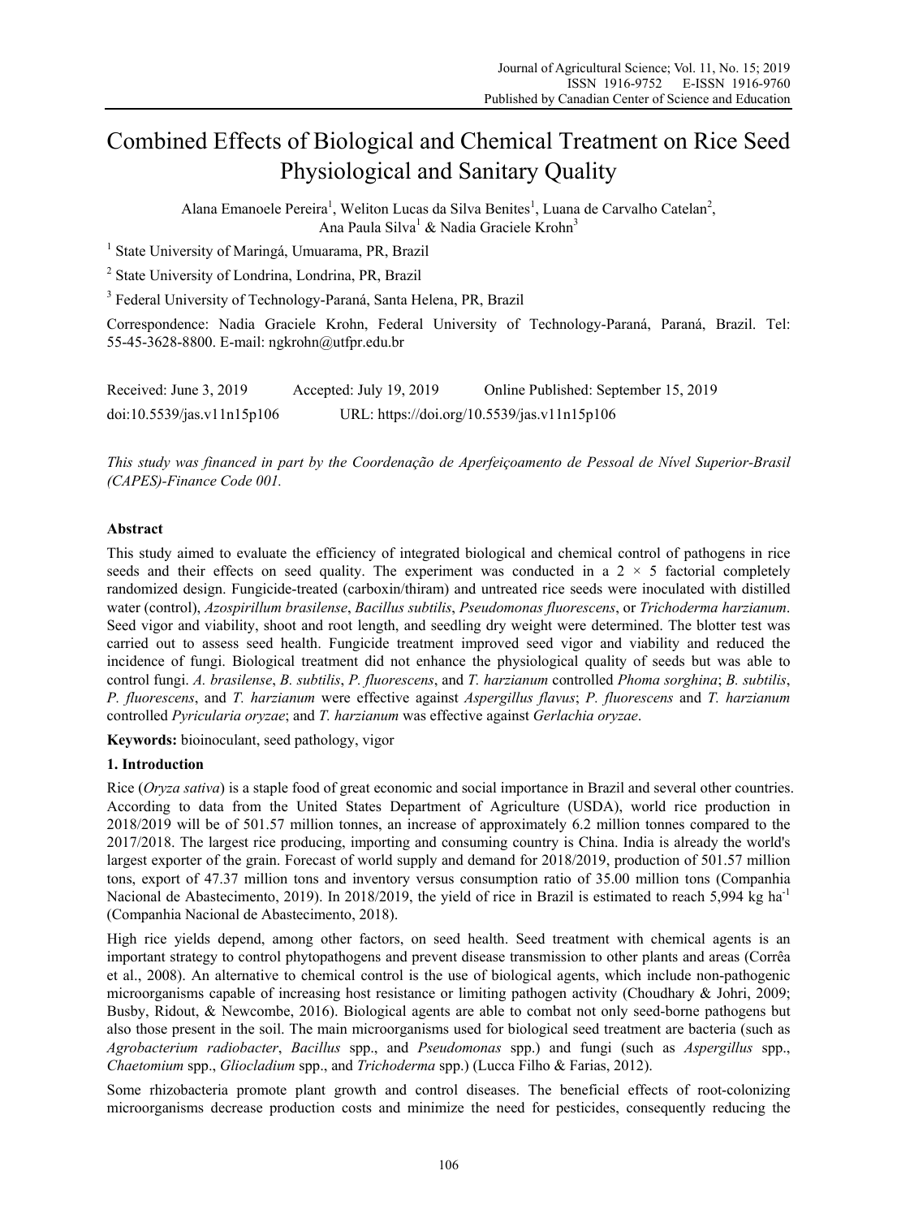# Combined Effects of Biological and Chemical Treatment on Rice Seed Physiological and Sanitary Quality

Alana Emanoele Pereira[1], Weliton Lucas da Silva Benites[1], Luana de Carvalho Catelan[2], Ana Paula Silva[1] & Nadia Graciele Krohn[3]

[1] State University of Maringá, Umuarama, PR, Brazil

[2] State University of Londrina, Londrina, PR, Brazil

[3] Federal University of Technology-Paraná, Santa Helena, PR, Brazil

Correspondence: Nadia Graciele Krohn, Federal University of Technology-Paraná, Paraná, Brazil. Tel: 55-45-3628-8800. E-mail: ngkrohn@utfpr.edu.br

Received: June 3, 2019 Accepted: July 19, 2019 Online Published: September 15, 2019

doi:10.5539/jas.v11n15p106 URL: https://doi.org/10.5539/jas.v11n15p106

*This study was financed in part by the Coordenação de Aperfeiçoamento de Pessoal de Nível Superior-Brasil (CAPES)-Finance Code 001.*

## Abstract

This study aimed to evaluate the efficiency of integrated biological and chemical control of pathogens in rice seeds and their effects on seed quality. The experiment was conducted in a 2 × 5 factorial completely randomized design. Fungicide-treated (carboxin/thiram) and untreated rice seeds were inoculated with distilled water (control), *Azospirillum brasilense*, *Bacillus subtilis*, *Pseudomonas fluorescens*, or *Trichoderma harzianum*. Seed vigor and viability, shoot and root length, and seedling dry weight were determined. The blotter test was carried out to assess seed health. Fungicide treatment improved seed vigor and viability and reduced the incidence of fungi. Biological treatment did not enhance the physiological quality of seeds but was able to control fungi. *A. brasilense*, *B. subtilis*, *P. fluorescens*, and *T. harzianum* controlled *Phoma sorghina*; *B. subtilis*, *P. fluorescens*, and *T. harzianum* were effective against *Aspergillus flavus*; *P. fluorescens* and *T. harzianum* controlled *Pyricularia oryzae*; and *T. harzianum* was effective against *Gerlachia oryzae*.

**Keywords:** bioinoculant, seed pathology, vigor

## 1. Introduction

Rice (*Oryza sativa*) is a staple food of great economic and social importance in Brazil and several other countries. According to data from the United States Department of Agriculture (USDA), world rice production in 2018/2019 will be of 501.57 million tonnes, an increase of approximately 6.2 million tonnes compared to the 2017/2018. The largest rice producing, importing and consuming country is China. India is already the world's largest exporter of the grain. Forecast of world supply and demand for 2018/2019, production of 501.57 million tons, export of 47.37 million tons and inventory versus consumption ratio of 35.00 million tons (Companhia Nacional de Abastecimento, 2019). In 2018/2019, the yield of rice in Brazil is estimated to reach 5,994 kg ha$^{-1}$ (Companhia Nacional de Abastecimento, 2018).

High rice yields depend, among other factors, on seed health. Seed treatment with chemical agents is an important strategy to control phytopathogens and prevent disease transmission to other plants and areas (Corrêa et al., 2008). An alternative to chemical control is the use of biological agents, which include non-pathogenic microorganisms capable of increasing host resistance or limiting pathogen activity (Choudhary & Johri, 2009; Busby, Ridout, & Newcombe, 2016). Biological agents are able to combat not only seed-borne pathogens but also those present in the soil. The main microorganisms used for biological seed treatment are bacteria (such as *Agrobacterium radiobacter*, *Bacillus* spp., and *Pseudomonas* spp.) and fungi (such as *Aspergillus* spp., *Chaetomium* spp., *Gliocladium* spp., and *Trichoderma* spp.) (Lucca Filho & Farias, 2012).

Some rhizobacteria promote plant growth and control diseases. The beneficial effects of root-colonizing microorganisms decrease production costs and minimize the need for pesticides, consequently reducing the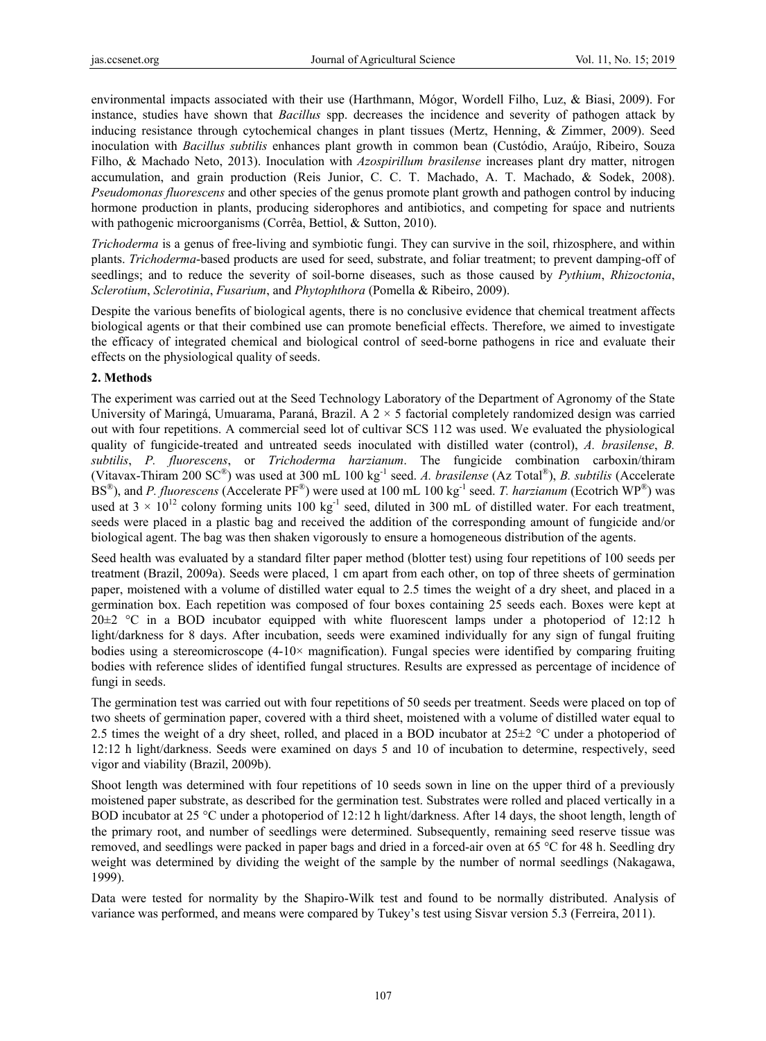environmental impacts associated with their use (Harthmann, Mógor, Wordell Filho, Luz, & Biasi, 2009). For instance, studies have shown that *Bacillus* spp. decreases the incidence and severity of pathogen attack by inducing resistance through cytochemical changes in plant tissues (Mertz, Henning, & Zimmer, 2009). Seed inoculation with *Bacillus subtilis* enhances plant growth in common bean (Custódio, Araújo, Ribeiro, Souza Filho, & Machado Neto, 2013). Inoculation with *Azospirillum brasilense* increases plant dry matter, nitrogen accumulation, and grain production (Reis Junior, C. C. T. Machado, A. T. Machado, & Sodek, 2008). *Pseudomonas fluorescens* and other species of the genus promote plant growth and pathogen control by inducing hormone production in plants, producing siderophores and antibiotics, and competing for space and nutrients with pathogenic microorganisms (Corrêa, Bettiol, & Sutton, 2010).

*Trichoderma* is a genus of free-living and symbiotic fungi. They can survive in the soil, rhizosphere, and within plants. *Trichoderma*-based products are used for seed, substrate, and foliar treatment; to prevent damping-off of seedlings; and to reduce the severity of soil-borne diseases, such as those caused by *Pythium*, *Rhizoctonia*, *Sclerotium*, *Sclerotinia*, *Fusarium*, and *Phytophthora* (Pomella & Ribeiro, 2009).

Despite the various benefits of biological agents, there is no conclusive evidence that chemical treatment affects biological agents or that their combined use can promote beneficial effects. Therefore, we aimed to investigate the efficacy of integrated chemical and biological control of seed-borne pathogens in rice and evaluate their effects on the physiological quality of seeds.

## 2. Methods

The experiment was carried out at the Seed Technology Laboratory of the Department of Agronomy of the State University of Maringá, Umuarama, Paraná, Brazil. A 2 × 5 factorial completely randomized design was carried out with four repetitions. A commercial seed lot of cultivar SCS 112 was used. We evaluated the physiological quality of fungicide-treated and untreated seeds inoculated with distilled water (control), *A. brasilense*, *B. subtilis*, *P. fluorescens*, or *Trichoderma harzianum*. The fungicide combination carboxin/thiram (Vitavax-Thiram 200 SC®) was used at 300 mL 100 $kg^{-1}$ seed. *A. brasilense* (Az Total®), *B. subtilis* (Accelerate BS®), and *P. fluorescens* (Accelerate PF®) were used at 100 mL 100 $kg^{-1}$ seed. *T. harzianum* (Ecotrich WP®) was used at $3 \times 10^{12}$ colony forming units 100 $kg^{-1}$ seed, diluted in 300 mL of distilled water. For each treatment, seeds were placed in a plastic bag and received the addition of the corresponding amount of fungicide and/or biological agent. The bag was then shaken vigorously to ensure a homogeneous distribution of the agents.

Seed health was evaluated by a standard filter paper method (blotter test) using four repetitions of 100 seeds per treatment (Brazil, 2009a). Seeds were placed, 1 cm apart from each other, on top of three sheets of germination paper, moistened with a volume of distilled water equal to 2.5 times the weight of a dry sheet, and placed in a germination box. Each repetition was composed of four boxes containing 25 seeds each. Boxes were kept at 20±2 °C in a BOD incubator equipped with white fluorescent lamps under a photoperiod of 12:12 h light/darkness for 8 days. After incubation, seeds were examined individually for any sign of fungal fruiting bodies using a stereomicroscope (4-10× magnification). Fungal species were identified by comparing fruiting bodies with reference slides of identified fungal structures. Results are expressed as percentage of incidence of fungi in seeds.

The germination test was carried out with four repetitions of 50 seeds per treatment. Seeds were placed on top of two sheets of germination paper, covered with a third sheet, moistened with a volume of distilled water equal to 2.5 times the weight of a dry sheet, rolled, and placed in a BOD incubator at 25±2 °C under a photoperiod of 12:12 h light/darkness. Seeds were examined on days 5 and 10 of incubation to determine, respectively, seed vigor and viability (Brazil, 2009b).

Shoot length was determined with four repetitions of 10 seeds sown in line on the upper third of a previously moistened paper substrate, as described for the germination test. Substrates were rolled and placed vertically in a BOD incubator at 25 °C under a photoperiod of 12:12 h light/darkness. After 14 days, the shoot length, length of the primary root, and number of seedlings were determined. Subsequently, remaining seed reserve tissue was removed, and seedlings were packed in paper bags and dried in a forced-air oven at 65 °C for 48 h. Seedling dry weight was determined by dividing the weight of the sample by the number of normal seedlings (Nakagawa, 1999).

Data were tested for normality by the Shapiro-Wilk test and found to be normally distributed. Analysis of variance was performed, and means were compared by Tukey's test using Sisvar version 5.3 (Ferreira, 2011).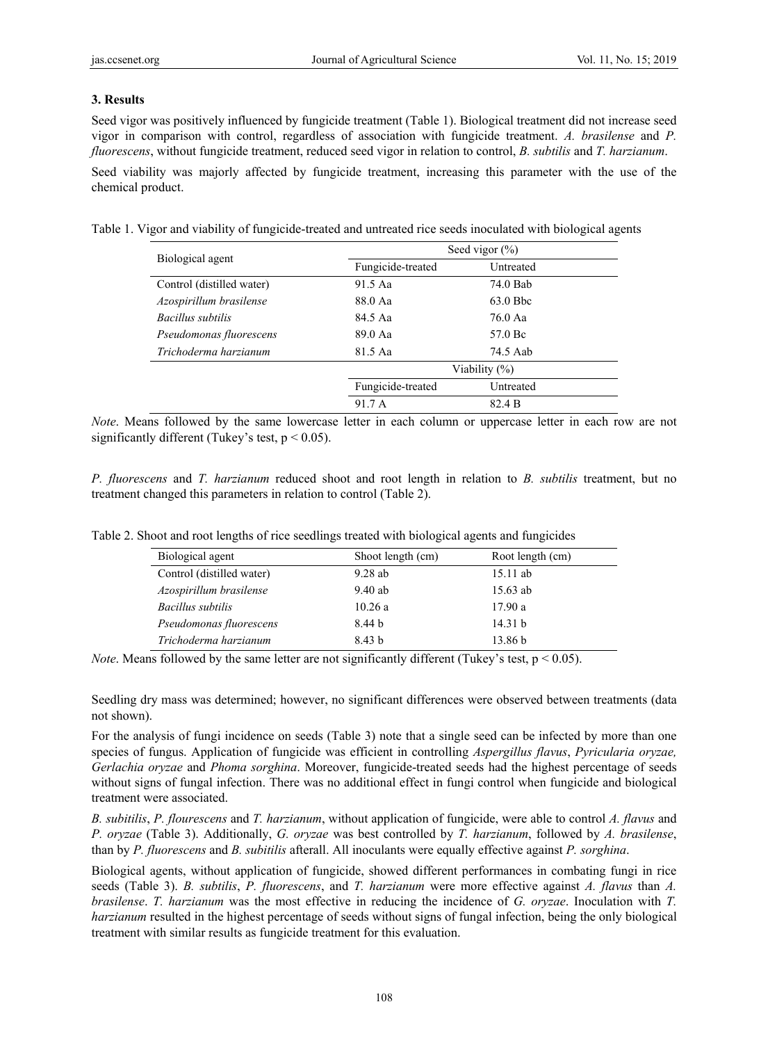### 3. Results

Seed vigor was positively influenced by fungicide treatment (Table 1). Biological treatment did not increase seed vigor in comparison with control, regardless of association with fungicide treatment. *A. brasilense* and *P. fluorescens*, without fungicide treatment, reduced seed vigor in relation to control, *B. subtilis* and *T. harzianum*.

Seed viability was majorly affected by fungicide treatment, increasing this parameter with the use of the chemical product.

Table 1. Vigor and viability of fungicide-treated and untreated rice seeds inoculated with biological agents

| Biological agent | Seed vigor (%) | |
|---|---|---|
| | Fungicide-treated | Untreated |
| Control (distilled water) | 91.5 Aa | 74.0 Bab |
| *Azospirillum brasilense* | 88.0 Aa | 63.0 Bbc |
| *Bacillus subtilis* | 84.5 Aa | 76.0 Aa |
| *Pseudomonas fluorescens* | 89.0 Aa | 57.0 Bc |
| *Trichoderma harzianum* | 81.5 Aa | 74.5 Aab |
| | Viability (%) | |
| | Fungicide-treated | Untreated |
| | 91.7 A | 82.4 B |

*Note*. Means followed by the same lowercase letter in each column or uppercase letter in each row are not significantly different (Tukey's test, $p < 0.05$).

*P. fluorescens* and *T. harzianum* reduced shoot and root length in relation to *B. subtilis* treatment, but no treatment changed this parameters in relation to control (Table 2).

Table 2. Shoot and root lengths of rice seedlings treated with biological agents and fungicides

| Biological agent | Shoot length (cm) | Root length (cm) |
|---|---|---|
| Control (distilled water) | 9.28 ab | 15.11 ab |
| *Azospirillum brasilense* | 9.40 ab | 15.63 ab |
| *Bacillus subtilis* | 10.26 a | 17.90 a |
| *Pseudomonas fluorescens* | 8.44 b | 14.31 b |
| *Trichoderma harzianum* | 8.43 b | 13.86 b |

*Note*. Means followed by the same letter are not significantly different (Tukey's test, $p < 0.05$).

Seedling dry mass was determined; however, no significant differences were observed between treatments (data not shown).

For the analysis of fungi incidence on seeds (Table 3) note that a single seed can be infected by more than one species of fungus. Application of fungicide was efficient in controlling *Aspergillus flavus*, *Pyricularia oryzae, Gerlachia oryzae* and *Phoma sorghina*. Moreover, fungicide-treated seeds had the highest percentage of seeds without signs of fungal infection. There was no additional effect in fungi control when fungicide and biological treatment were associated.

*B. subitilis*, *P. flourescens* and *T. harzianum*, without application of fungicide, were able to control *A. flavus* and *P. oryzae* (Table 3). Additionally, *G. oryzae* was best controlled by *T. harzianum*, followed by *A. brasilense*, than by *P. fluorescens* and *B. subitilis* afterall. All inoculants were equally effective against *P. sorghina*.

Biological agents, without application of fungicide, showed different performances in combating fungi in rice seeds (Table 3). *B. subtilis*, *P. fluorescens*, and *T. harzianum* were more effective against *A. flavus* than *A. brasilense*. *T. harzianum* was the most effective in reducing the incidence of *G. oryzae*. Inoculation with *T. harzianum* resulted in the highest percentage of seeds without signs of fungal infection, being the only biological treatment with similar results as fungicide treatment for this evaluation.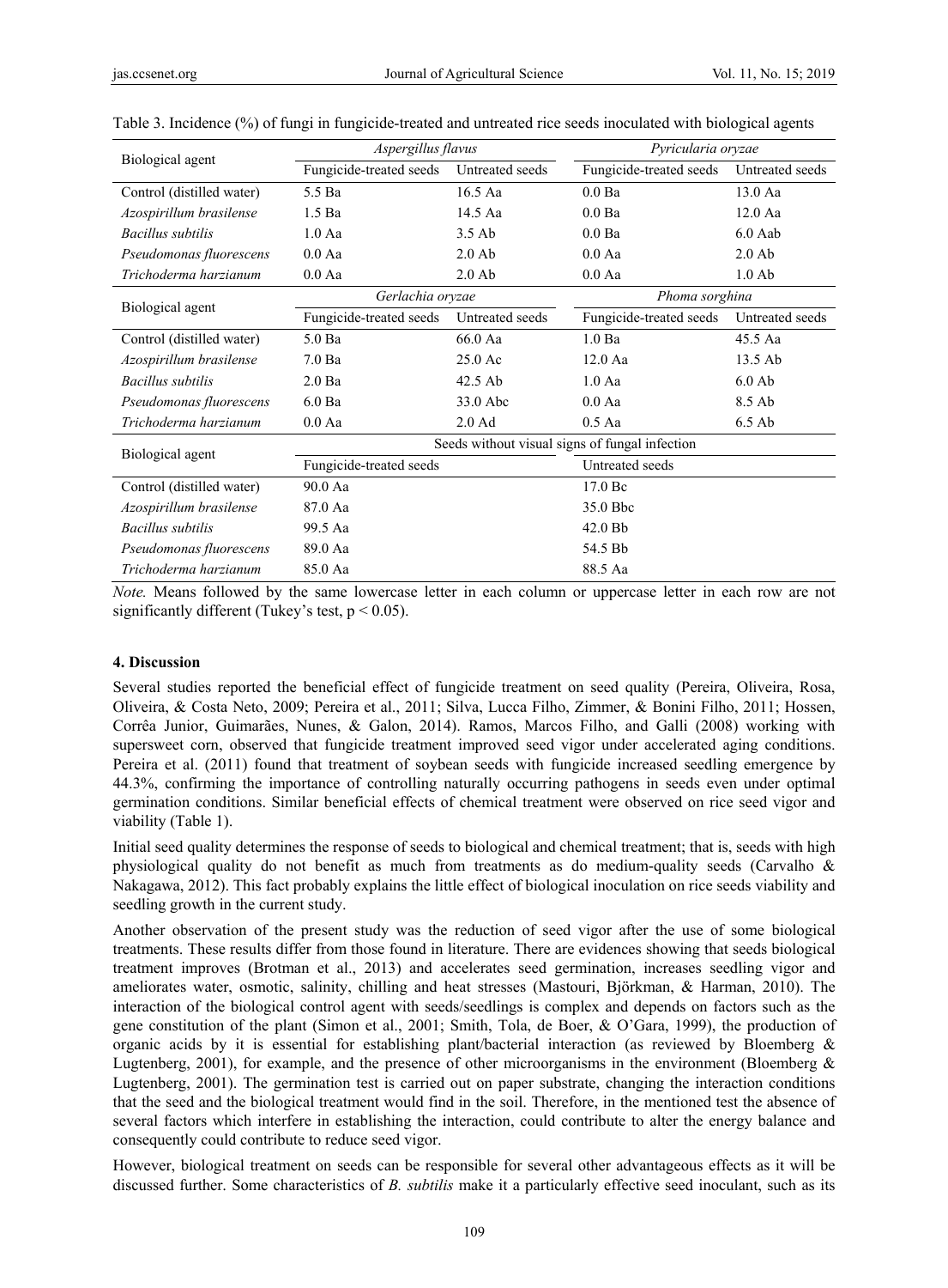Table 3. Incidence (%) of fungi in fungicide-treated and untreated rice seeds inoculated with biological agents

| Biological agent | *Aspergillus flavus* | | *Pyricularia oryzae* | |
|---|---|---|---|---|
| | Fungicide-treated seeds | Untreated seeds | Fungicide-treated seeds | Untreated seeds |
| Control (distilled water) | 5.5 Ba | 16.5 Aa | 0.0 Ba | 13.0 Aa |
| *Azospirillum brasilense* | 1.5 Ba | 14.5 Aa | 0.0 Ba | 12.0 Aa |
| *Bacillus subtilis* | 1.0 Aa | 3.5 Ab | 0.0 Ba | 6.0 Aab |
| *Pseudomonas fluorescens* | 0.0 Aa | 2.0 Ab | 0.0 Aa | 2.0 Ab |
| *Trichoderma harzianum* | 0.0 Aa | 2.0 Ab | 0.0 Aa | 1.0 Ab |
| **Biological agent** | *Gerlachia oryzae* | | *Phoma sorghina* | |
| | Fungicide-treated seeds | Untreated seeds | Fungicide-treated seeds | Untreated seeds |
| Control (distilled water) | 5.0 Ba | 66.0 Aa | 1.0 Ba | 45.5 Aa |
| *Azospirillum brasilense* | 7.0 Ba | 25.0 Ac | 12.0 Aa | 13.5 Ab |
| *Bacillus subtilis* | 2.0 Ba | 42.5 Ab | 1.0 Aa | 6.0 Ab |
| *Pseudomonas fluorescens* | 6.0 Ba | 33.0 Abc | 0.0 Aa | 8.5 Ab |
| *Trichoderma harzianum* | 0.0 Aa | 2.0 Ad | 0.5 Aa | 6.5 Ab |
| **Biological agent** | Seeds without visual signs of fungal infection | | | |
| | Fungicide-treated seeds | | Untreated seeds | |
| Control (distilled water) | 90.0 Aa | | 17.0 Bc | |
| *Azospirillum brasilense* | 87.0 Aa | | 35.0 Bbc | |
| *Bacillus subtilis* | 99.5 Aa | | 42.0 Bb | |
| *Pseudomonas fluorescens* | 89.0 Aa | | 54.5 Bb | |
| *Trichoderma harzianum* | 85.0 Aa | | 88.5 Aa | |

*Note.* Means followed by the same lowercase letter in each column or uppercase letter in each row are not significantly different (Tukey's test, $p < 0.05$).

## 4. Discussion

Several studies reported the beneficial effect of fungicide treatment on seed quality (Pereira, Oliveira, Rosa, Oliveira, & Costa Neto, 2009; Pereira et al., 2011; Silva, Lucca Filho, Zimmer, & Bonini Filho, 2011; Hossen, Corrêa Junior, Guimarães, Nunes, & Galon, 2014). Ramos, Marcos Filho, and Galli (2008) working with supersweet corn, observed that fungicide treatment improved seed vigor under accelerated aging conditions. Pereira et al. (2011) found that treatment of soybean seeds with fungicide increased seedling emergence by 44.3%, confirming the importance of controlling naturally occurring pathogens in seeds even under optimal germination conditions. Similar beneficial effects of chemical treatment were observed on rice seed vigor and viability (Table 1).

Initial seed quality determines the response of seeds to biological and chemical treatment; that is, seeds with high physiological quality do not benefit as much from treatments as do medium-quality seeds (Carvalho & Nakagawa, 2012). This fact probably explains the little effect of biological inoculation on rice seeds viability and seedling growth in the current study.

Another observation of the present study was the reduction of seed vigor after the use of some biological treatments. These results differ from those found in literature. There are evidences showing that seeds biological treatment improves (Brotman et al., 2013) and accelerates seed germination, increases seedling vigor and ameliorates water, osmotic, salinity, chilling and heat stresses (Mastouri, Björkman, & Harman, 2010). The interaction of the biological control agent with seeds/seedlings is complex and depends on factors such as the gene constitution of the plant (Simon et al., 2001; Smith, Tola, de Boer, & O'Gara, 1999), the production of organic acids by it is essential for establishing plant/bacterial interaction (as reviewed by Bloemberg & Lugtenberg, 2001), for example, and the presence of other microorganisms in the environment (Bloemberg & Lugtenberg, 2001). The germination test is carried out on paper substrate, changing the interaction conditions that the seed and the biological treatment would find in the soil. Therefore, in the mentioned test the absence of several factors which interfere in establishing the interaction, could contribute to alter the energy balance and consequently could contribute to reduce seed vigor.

However, biological treatment on seeds can be responsible for several other advantageous effects as it will be discussed further. Some characteristics of *B. subtilis* make it a particularly effective seed inoculant, such as its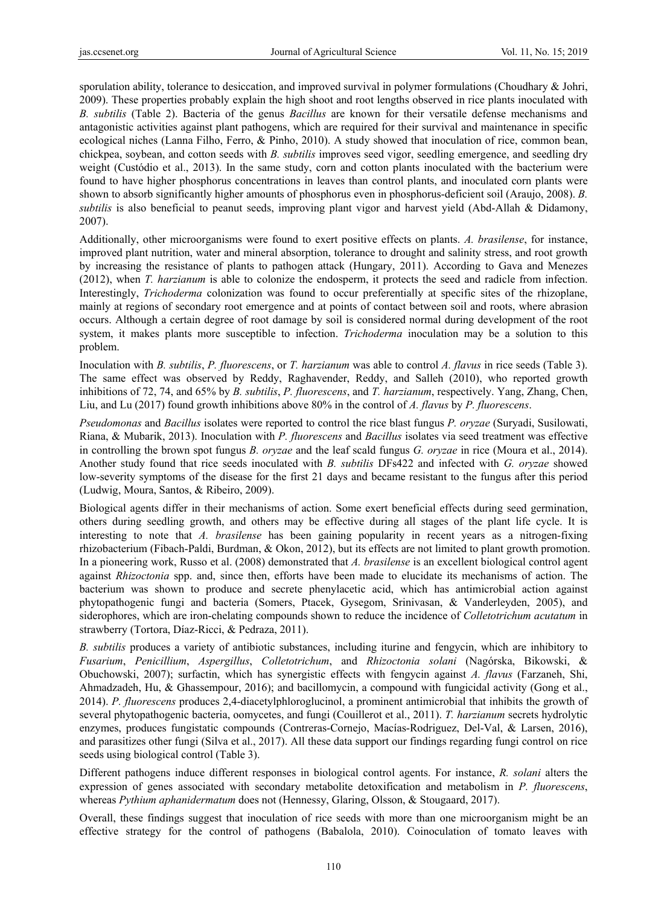sporulation ability, tolerance to desiccation, and improved survival in polymer formulations (Choudhary & Johri, 2009). These properties probably explain the high shoot and root lengths observed in rice plants inoculated with *B. subtilis* (Table 2). Bacteria of the genus *Bacillus* are known for their versatile defense mechanisms and antagonistic activities against plant pathogens, which are required for their survival and maintenance in specific ecological niches (Lanna Filho, Ferro, & Pinho, 2010). A study showed that inoculation of rice, common bean, chickpea, soybean, and cotton seeds with *B. subtilis* improves seed vigor, seedling emergence, and seedling dry weight (Custódio et al., 2013). In the same study, corn and cotton plants inoculated with the bacterium were found to have higher phosphorus concentrations in leaves than control plants, and inoculated corn plants were shown to absorb significantly higher amounts of phosphorus even in phosphorus-deficient soil (Araujo, 2008). *B. subtilis* is also beneficial to peanut seeds, improving plant vigor and harvest yield (Abd-Allah & Didamony, 2007).

Additionally, other microorganisms were found to exert positive effects on plants. *A. brasilense*, for instance, improved plant nutrition, water and mineral absorption, tolerance to drought and salinity stress, and root growth by increasing the resistance of plants to pathogen attack (Hungary, 2011). According to Gava and Menezes (2012), when *T. harzianum* is able to colonize the endosperm, it protects the seed and radicle from infection. Interestingly, *Trichoderma* colonization was found to occur preferentially at specific sites of the rhizoplane, mainly at regions of secondary root emergence and at points of contact between soil and roots, where abrasion occurs. Although a certain degree of root damage by soil is considered normal during development of the root system, it makes plants more susceptible to infection. *Trichoderma* inoculation may be a solution to this problem.

Inoculation with *B. subtilis*, *P. fluorescens*, or *T. harzianum* was able to control *A. flavus* in rice seeds (Table 3). The same effect was observed by Reddy, Raghavender, Reddy, and Salleh (2010), who reported growth inhibitions of 72, 74, and 65% by *B. subtilis*, *P. fluorescens*, and *T. harzianum*, respectively. Yang, Zhang, Chen, Liu, and Lu (2017) found growth inhibitions above 80% in the control of *A. flavus* by *P. fluorescens*.

*Pseudomonas* and *Bacillus* isolates were reported to control the rice blast fungus *P. oryzae* (Suryadi, Susilowati, Riana, & Mubarik, 2013). Inoculation with *P. fluorescens* and *Bacillus* isolates via seed treatment was effective in controlling the brown spot fungus *B. oryzae* and the leaf scald fungus *G. oryzae* in rice (Moura et al., 2014). Another study found that rice seeds inoculated with *B. subtilis* DFs422 and infected with *G. oryzae* showed low-severity symptoms of the disease for the first 21 days and became resistant to the fungus after this period (Ludwig, Moura, Santos, & Ribeiro, 2009).

Biological agents differ in their mechanisms of action. Some exert beneficial effects during seed germination, others during seedling growth, and others may be effective during all stages of the plant life cycle. It is interesting to note that *A. brasilense* has been gaining popularity in recent years as a nitrogen-fixing rhizobacterium (Fibach-Paldi, Burdman, & Okon, 2012), but its effects are not limited to plant growth promotion. In a pioneering work, Russo et al. (2008) demonstrated that *A. brasilense* is an excellent biological control agent against *Rhizoctonia* spp. and, since then, efforts have been made to elucidate its mechanisms of action. The bacterium was shown to produce and secrete phenylacetic acid, which has antimicrobial action against phytopathogenic fungi and bacteria (Somers, Ptacek, Gysegom, Srinivasan, & Vanderleyden, 2005), and siderophores, which are iron-chelating compounds shown to reduce the incidence of *Colletotrichum acutatum* in strawberry (Tortora, Díaz-Ricci, & Pedraza, 2011).

*B. subtilis* produces a variety of antibiotic substances, including iturine and fengycin, which are inhibitory to *Fusarium*, *Penicillium*, *Aspergillus*, *Colletotrichum*, and *Rhizoctonia solani* (Nagórska, Bikowski, & Obuchowski, 2007); surfactin, which has synergistic effects with fengycin against *A. flavus* (Farzaneh, Shi, Ahmadzadeh, Hu, & Ghassempour, 2016); and bacillomycin, a compound with fungicidal activity (Gong et al., 2014). *P. fluorescens* produces 2,4-diacetylphloroglucinol, a prominent antimicrobial that inhibits the growth of several phytopathogenic bacteria, oomycetes, and fungi (Couillerot et al., 2011). *T. harzianum* secrets hydrolytic enzymes, produces fungistatic compounds (Contreras-Cornejo, Macías-Rodriguez, Del-Val, & Larsen, 2016), and parasitizes other fungi (Silva et al., 2017). All these data support our findings regarding fungi control on rice seeds using biological control (Table 3).

Different pathogens induce different responses in biological control agents. For instance, *R. solani* alters the expression of genes associated with secondary metabolite detoxification and metabolism in *P. fluorescens*, whereas *Pythium aphanidermatum* does not (Hennessy, Glaring, Olsson, & Stougaard, 2017).

Overall, these findings suggest that inoculation of rice seeds with more than one microorganism might be an effective strategy for the control of pathogens (Babalola, 2010). Coinoculation of tomato leaves with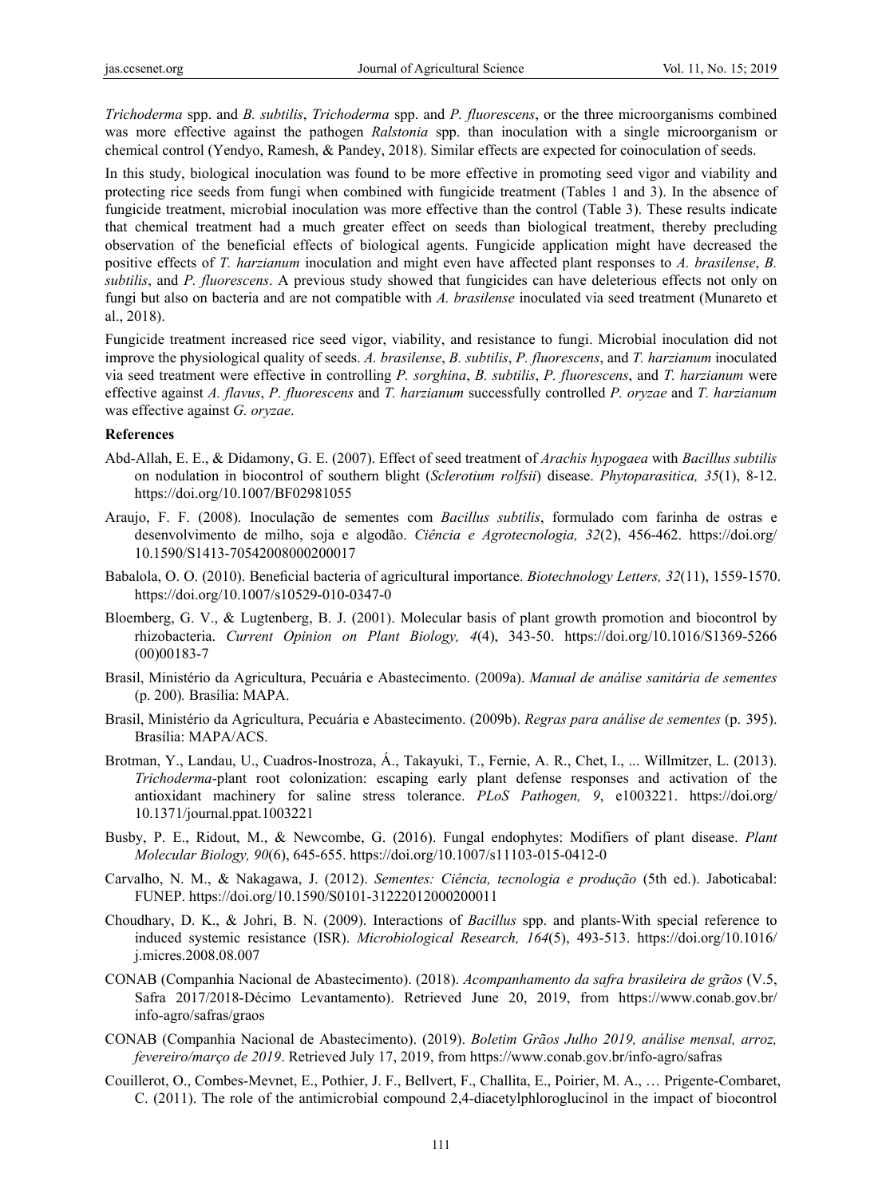*Trichoderma* spp. and *B. subtilis*, *Trichoderma* spp. and *P. fluorescens*, or the three microorganisms combined was more effective against the pathogen *Ralstonia* spp. than inoculation with a single microorganism or chemical control (Yendyo, Ramesh, & Pandey, 2018). Similar effects are expected for coinoculation of seeds.

In this study, biological inoculation was found to be more effective in promoting seed vigor and viability and protecting rice seeds from fungi when combined with fungicide treatment (Tables 1 and 3). In the absence of fungicide treatment, microbial inoculation was more effective than the control (Table 3). These results indicate that chemical treatment had a much greater effect on seeds than biological treatment, thereby precluding observation of the beneficial effects of biological agents. Fungicide application might have decreased the positive effects of *T. harzianum* inoculation and might even have affected plant responses to *A. brasilense*, *B. subtilis*, and *P. fluorescens*. A previous study showed that fungicides can have deleterious effects not only on fungi but also on bacteria and are not compatible with *A. brasilense* inoculated via seed treatment (Munareto et al., 2018).

Fungicide treatment increased rice seed vigor, viability, and resistance to fungi. Microbial inoculation did not improve the physiological quality of seeds. *A. brasilense*, *B. subtilis*, *P. fluorescens*, and *T. harzianum* inoculated via seed treatment were effective in controlling *P. sorghina*, *B. subtilis*, *P. fluorescens*, and *T. harzianum* were effective against *A. flavus*, *P. fluorescens* and *T. harzianum* successfully controlled *P. oryzae* and *T. harzianum* was effective against *G. oryzae*.

### References

Abd-Allah, E. E., & Didamony, G. E. (2007). Effect of seed treatment of *Arachis hypogaea* with *Bacillus subtilis* on nodulation in biocontrol of southern blight (*Sclerotium rolfsii*) disease. *Phytoparasitica, 35*(1), 8-12. https://doi.org/10.1007/BF02981055

Araujo, F. F. (2008). Inoculação de sementes com *Bacillus subtilis*, formulado com farinha de ostras e desenvolvimento de milho, soja e algodão. *Ciência e Agrotecnologia, 32*(2), 456-462. https://doi.org/10.1590/S1413-70542008000200017

Babalola, O. O. (2010). Beneficial bacteria of agricultural importance. *Biotechnology Letters, 32*(11), 1559-1570. https://doi.org/10.1007/s10529-010-0347-0

Bloemberg, G. V., & Lugtenberg, B. J. (2001). Molecular basis of plant growth promotion and biocontrol by rhizobacteria. *Current Opinion on Plant Biology, 4*(4), 343-50. https://doi.org/10.1016/S1369-5266(00)00183-7

Brasil, Ministério da Agricultura, Pecuária e Abastecimento. (2009a). *Manual de análise sanitária de sementes* (p. 200). Brasília: MAPA.

Brasil, Ministério da Agricultura, Pecuária e Abastecimento. (2009b). *Regras para análise de sementes* (p. 395). Brasília: MAPA/ACS.

Brotman, Y., Landau, U., Cuadros-Inostroza, Á., Takayuki, T., Fernie, A. R., Chet, I., ... Willmitzer, L. (2013). *Trichoderma*-plant root colonization: escaping early plant defense responses and activation of the antioxidant machinery for saline stress tolerance. *PLoS Pathogen, 9*, e1003221. https://doi.org/10.1371/journal.ppat.1003221

Busby, P. E., Ridout, M., & Newcombe, G. (2016). Fungal endophytes: Modifiers of plant disease. *Plant Molecular Biology, 90*(6), 645-655. https://doi.org/10.1007/s11103-015-0412-0

Carvalho, N. M., & Nakagawa, J. (2012). *Sementes: Ciência, tecnologia e produção* (5th ed.). Jaboticabal: FUNEP. https://doi.org/10.1590/S0101-31222012000200011

Choudhary, D. K., & Johri, B. N. (2009). Interactions of *Bacillus* spp. and plants-With special reference to induced systemic resistance (ISR). *Microbiological Research, 164*(5), 493-513. https://doi.org/10.1016/j.micres.2008.08.007

CONAB (Companhia Nacional de Abastecimento). (2018). *Acompanhamento da safra brasileira de grãos* (V.5, Safra 2017/2018-Décimo Levantamento). Retrieved June 20, 2019, from https://www.conab.gov.br/info-agro/safras/graos

CONAB (Companhia Nacional de Abastecimento). (2019). *Boletim Grãos Julho 2019, análise mensal, arroz, fevereiro/março de 2019*. Retrieved July 17, 2019, from https://www.conab.gov.br/info-agro/safras

Couillerot, O., Combes-Mevnet, E., Pothier, J. F., Bellvert, F., Challita, E., Poirier, M. A., … Prigente-Combaret, C. (2011). The role of the antimicrobial compound 2,4-diacetylphloroglucinol in the impact of biocontrol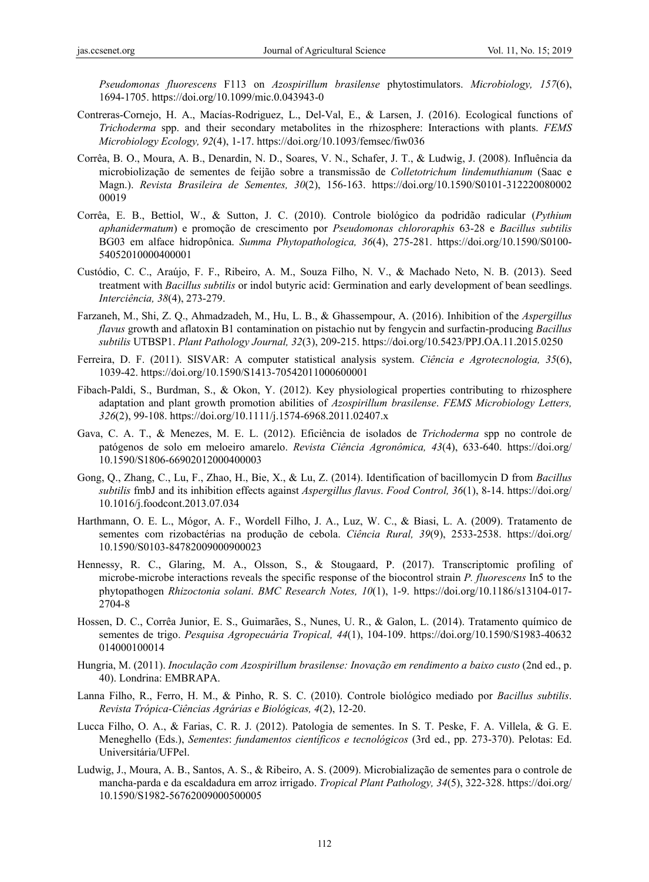*Pseudomonas fluorescens* F113 on *Azospirillum brasilense* phytostimulators. *Microbiology, 157*(6), 1694-1705. https://doi.org/10.1099/mic.0.043943-0

Contreras-Cornejo, H. A., Macías-Rodriguez, L., Del-Val, E., & Larsen, J. (2016). Ecological functions of *Trichoderma* spp. and their secondary metabolites in the rhizosphere: Interactions with plants. *FEMS Microbiology Ecology, 92*(4), 1-17. https://doi.org/10.1093/femsec/fiw036

Corrêa, B. O., Moura, A. B., Denardin, N. D., Soares, V. N., Schafer, J. T., & Ludwig, J. (2008). Influência da microbiolização de sementes de feijão sobre a transmissão de *Colletotrichum lindemuthianum* (Saac e Magn.). *Revista Brasileira de Sementes, 30*(2), 156-163. https://doi.org/10.1590/S0101-31222008000200019

Corrêa, E. B., Bettiol, W., & Sutton, J. C. (2010). Controle biológico da podridão radicular (*Pythium aphanidermatum*) e promoção de crescimento por *Pseudomonas chlororaphis* 63-28 e *Bacillus subtilis* BG03 em alface hidropônica. *Summa Phytopathologica, 36*(4), 275-281. https://doi.org/10.1590/S0100-54052010000400001

Custódio, C. C., Araújo, F. F., Ribeiro, A. M., Souza Filho, N. V., & Machado Neto, N. B. (2013). Seed treatment with *Bacillus subtilis* or indol butyric acid: Germination and early development of bean seedlings. *Interciência, 38*(4), 273-279.

Farzaneh, M., Shi, Z. Q., Ahmadzadeh, M., Hu, L. B., & Ghassempour, A. (2016). Inhibition of the *Aspergillus flavus* growth and aflatoxin B1 contamination on pistachio nut by fengycin and surfactin-producing *Bacillus subtilis* UTBSP1. *Plant Pathology Journal, 32*(3), 209-215. https://doi.org/10.5423/PPJ.OA.11.2015.0250

Ferreira, D. F. (2011). SISVAR: A computer statistical analysis system. *Ciência e Agrotecnologia, 35*(6), 1039-42. https://doi.org/10.1590/S1413-70542011000600001

Fibach-Paldi, S., Burdman, S., & Okon, Y. (2012). Key physiological properties contributing to rhizosphere adaptation and plant growth promotion abilities of *Azospirillum brasilense*. *FEMS Microbiology Letters, 326*(2), 99-108. https://doi.org/10.1111/j.1574-6968.2011.02407.x

Gava, C. A. T., & Menezes, M. E. L. (2012). Eficiência de isolados de *Trichoderma* spp no controle de patógenos de solo em meloeiro amarelo. *Revista Ciência Agronômica, 43*(4), 633-640. https://doi.org/10.1590/S1806-66902012000400003

Gong, Q., Zhang, C., Lu, F., Zhao, H., Bie, X., & Lu, Z. (2014). Identification of bacillomycin D from *Bacillus subtilis* fmbJ and its inhibition effects against *Aspergillus flavus*. *Food Control, 36*(1), 8-14. https://doi.org/10.1016/j.foodcont.2013.07.034

Harthmann, O. E. L., Mógor, A. F., Wordell Filho, J. A., Luz, W. C., & Biasi, L. A. (2009). Tratamento de sementes com rizobactérias na produção de cebola. *Ciência Rural, 39*(9), 2533-2538. https://doi.org/10.1590/S0103-84782009000900023

Hennessy, R. C., Glaring, M. A., Olsson, S., & Stougaard, P. (2017). Transcriptomic profiling of microbe-microbe interactions reveals the specific response of the biocontrol strain *P. fluorescens* In5 to the phytopathogen *Rhizoctonia solani*. *BMC Research Notes, 10*(1), 1-9. https://doi.org/10.1186/s13104-017-2704-8

Hossen, D. C., Corrêa Junior, E. S., Guimarães, S., Nunes, U. R., & Galon, L. (2014). Tratamento químico de sementes de trigo. *Pesquisa Agropecuária Tropical, 44*(1), 104-109. https://doi.org/10.1590/S1983-40632014000100014

Hungria, M. (2011). *Inoculação com Azospirillum brasilense: Inovação em rendimento a baixo custo* (2nd ed., p. 40). Londrina: EMBRAPA.

Lanna Filho, R., Ferro, H. M., & Pinho, R. S. C. (2010). Controle biológico mediado por *Bacillus subtilis*. *Revista Trópica-Ciências Agrárias e Biológicas, 4*(2), 12-20.

Lucca Filho, O. A., & Farias, C. R. J. (2012). Patologia de sementes. In S. T. Peske, F. A. Villela, & G. E. Meneghello (Eds.), *Sementes*: *fundamentos científicos e tecnológicos* (3rd ed., pp. 273-370). Pelotas: Ed. Universitária/UFPel.

Ludwig, J., Moura, A. B., Santos, A. S., & Ribeiro, A. S. (2009). Microbialização de sementes para o controle de mancha-parda e da escaldadura em arroz irrigado. *Tropical Plant Pathology, 34*(5), 322-328. https://doi.org/10.1590/S1982-56762009000500005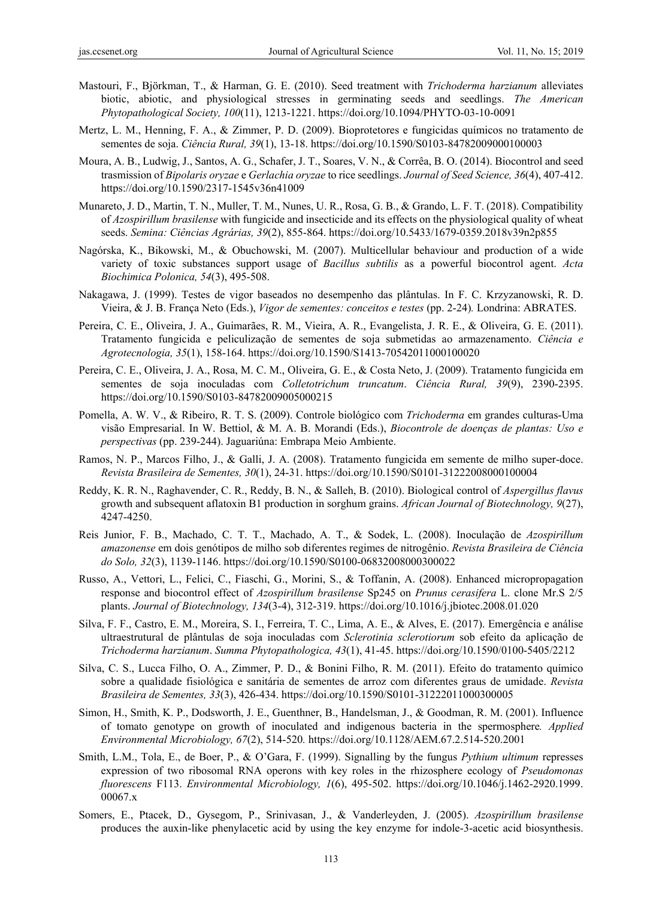Mastouri, F., Björkman, T., & Harman, G. E. (2010). Seed treatment with *Trichoderma harzianum* alleviates biotic, abiotic, and physiological stresses in germinating seeds and seedlings. *The American Phytopathological Society, 100*(11), 1213-1221. https://doi.org/10.1094/PHYTO-03-10-0091

Mertz, L. M., Henning, F. A., & Zimmer, P. D. (2009). Bioprotetores e fungicidas químicos no tratamento de sementes de soja. *Ciência Rural, 39*(1), 13-18. https://doi.org/10.1590/S0103-84782009000100003

Moura, A. B., Ludwig, J., Santos, A. G., Schafer, J. T., Soares, V. N., & Corrêa, B. O. (2014). Biocontrol and seed trasmission of *Bipolaris oryzae* e *Gerlachia oryzae* to rice seedlings. *Journal of Seed Science, 36*(4), 407-412. https://doi.org/10.1590/2317-1545v36n41009

Munareto, J. D., Martin, T. N., Muller, T. M., Nunes, U. R., Rosa, G. B., & Grando, L. F. T. (2018). Compatibility of *Azospirillum brasilense* with fungicide and insecticide and its effects on the physiological quality of wheat seeds. *Semina: Ciências Agrárias, 39*(2), 855-864. https://doi.org/10.5433/1679-0359.2018v39n2p855

Nagórska, K., Bikowski, M., & Obuchowski, M. (2007). Multicellular behaviour and production of a wide variety of toxic substances support usage of *Bacillus subtilis* as a powerful biocontrol agent. *Acta Biochimica Polonica, 54*(3), 495-508.

Nakagawa, J. (1999). Testes de vigor baseados no desempenho das plântulas. In F. C. Krzyzanowski, R. D. Vieira, & J. B. França Neto (Eds.), *Vigor de sementes: conceitos e testes* (pp. 2-24). Londrina: ABRATES.

Pereira, C. E., Oliveira, J. A., Guimarães, R. M., Vieira, A. R., Evangelista, J. R. E., & Oliveira, G. E. (2011). Tratamento fungicida e peliculização de sementes de soja submetidas ao armazenamento. *Ciência e Agrotecnologia, 35*(1), 158-164. https://doi.org/10.1590/S1413-70542011000100020

Pereira, C. E., Oliveira, J. A., Rosa, M. C. M., Oliveira, G. E., & Costa Neto, J. (2009). Tratamento fungicida em sementes de soja inoculadas com *Colletotrichum truncatum*. *Ciência Rural, 39*(9), 2390-2395. https://doi.org/10.1590/S0103-84782009005000215

Pomella, A. W. V., & Ribeiro, R. T. S. (2009). Controle biológico com *Trichoderma* em grandes culturas-Uma visão Empresarial. In W. Bettiol, & M. A. B. Morandi (Eds.), *Biocontrole de doenças de plantas: Uso e perspectivas* (pp. 239-244). Jaguariúna: Embrapa Meio Ambiente.

Ramos, N. P., Marcos Filho, J., & Galli, J. A. (2008). Tratamento fungicida em semente de milho super-doce. *Revista Brasileira de Sementes, 30*(1), 24-31. https://doi.org/10.1590/S0101-31222008000100004

Reddy, K. R. N., Raghavender, C. R., Reddy, B. N., & Salleh, B. (2010). Biological control of *Aspergillus flavus* growth and subsequent aflatoxin B1 production in sorghum grains. *African Journal of Biotechnology, 9*(27), 4247-4250.

Reis Junior, F. B., Machado, C. T. T., Machado, A. T., & Sodek, L. (2008). Inoculação de *Azospirillum amazonense* em dois genótipos de milho sob diferentes regimes de nitrogênio. *Revista Brasileira de Ciência do Solo, 32*(3), 1139-1146. https://doi.org/10.1590/S0100-06832008000300022

Russo, A., Vettori, L., Felici, C., Fiaschi, G., Morini, S., & Toffanin, A. (2008). Enhanced micropropagation response and biocontrol effect of *Azospirillum brasilense* Sp245 on *Prunus cerasifera* L. clone Mr.S 2/5 plants. *Journal of Biotechnology, 134*(3-4), 312-319. https://doi.org/10.1016/j.jbiotec.2008.01.020

Silva, F. F., Castro, E. M., Moreira, S. I., Ferreira, T. C., Lima, A. E., & Alves, E. (2017). Emergência e análise ultraestrutural de plântulas de soja inoculadas com *Sclerotinia sclerotiorum* sob efeito da aplicação de *Trichoderma harzianum*. *Summa Phytopathologica, 43*(1), 41-45. https://doi.org/10.1590/0100-5405/2212

Silva, C. S., Lucca Filho, O. A., Zimmer, P. D., & Bonini Filho, R. M. (2011). Efeito do tratamento químico sobre a qualidade fisiológica e sanitária de sementes de arroz com diferentes graus de umidade. *Revista Brasileira de Sementes, 33*(3), 426-434. https://doi.org/10.1590/S0101-31222011000300005

Simon, H., Smith, K. P., Dodsworth, J. E., Guenthner, B., Handelsman, J., & Goodman, R. M. (2001). Influence of tomato genotype on growth of inoculated and indigenous bacteria in the spermosphere. *Applied Environmental Microbiology, 67*(2), 514-520. https://doi.org/10.1128/AEM.67.2.514-520.2001

Smith, L.M., Tola, E., de Boer, P., & O'Gara, F. (1999). Signalling by the fungus *Pythium ultimum* represses expression of two ribosomal RNA operons with key roles in the rhizosphere ecology of *Pseudomonas fluorescens* F113. *Environmental Microbiology, 1*(6), 495-502. https://doi.org/10.1046/j.1462-2920.1999.00067.x

Somers, E., Ptacek, D., Gysegom, P., Srinivasan, J., & Vanderleyden, J. (2005). *Azospirillum brasilense* produces the auxin-like phenylacetic acid by using the key enzyme for indole-3-acetic acid biosynthesis.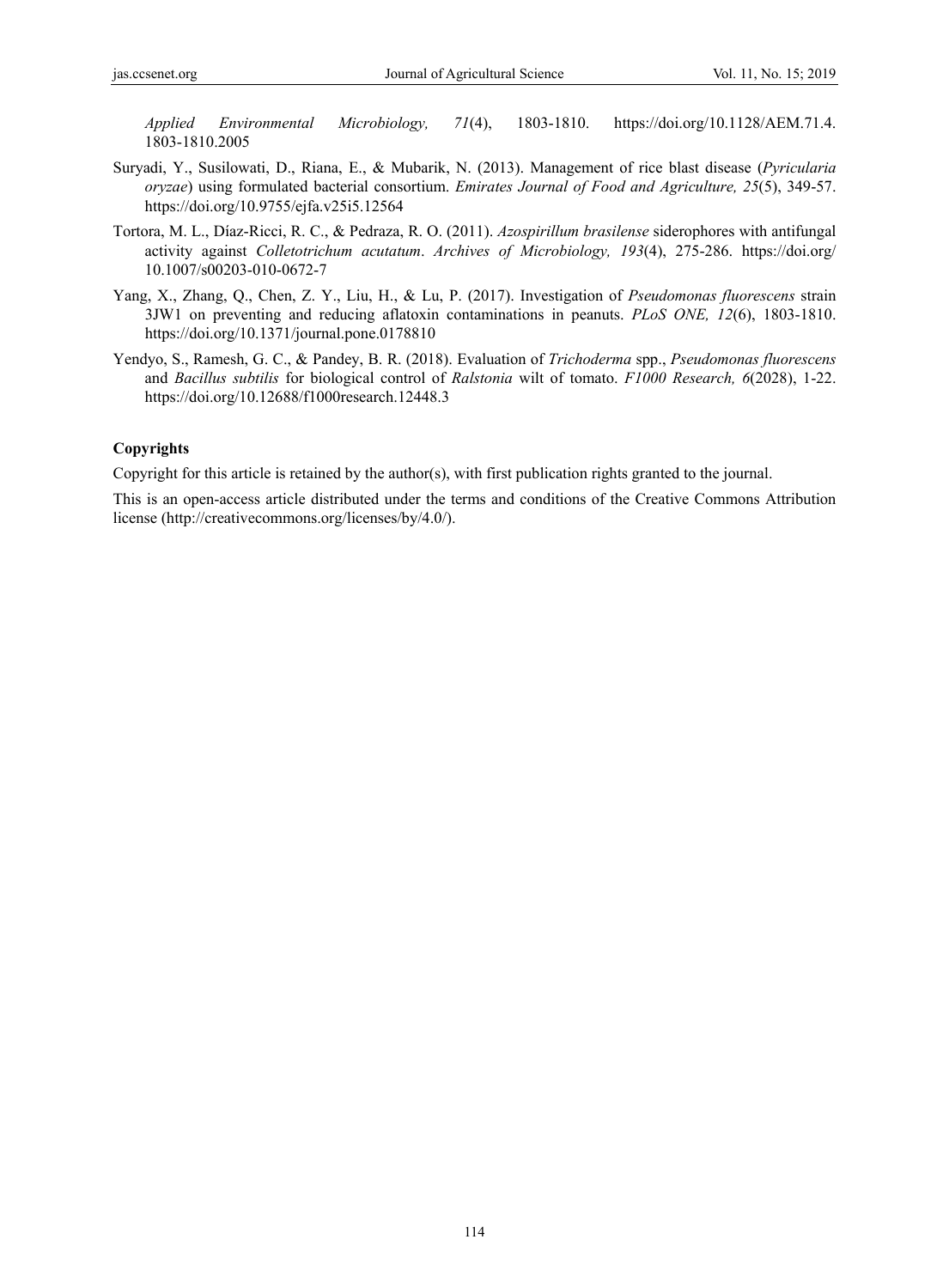*Applied Environmental Microbiology, 71*(4), 1803-1810. https://doi.org/10.1128/AEM.71.4.1803-1810.2005

Suryadi, Y., Susilowati, D., Riana, E., & Mubarik, N. (2013). Management of rice blast disease (*Pyricularia oryzae*) using formulated bacterial consortium. *Emirates Journal of Food and Agriculture, 25*(5), 349-57. https://doi.org/10.9755/ejfa.v25i5.12564

Tortora, M. L., Díaz-Ricci, R. C., & Pedraza, R. O. (2011). *Azospirillum brasilense* siderophores with antifungal activity against *Colletotrichum acutatum*. *Archives of Microbiology, 193*(4), 275-286. https://doi.org/10.1007/s00203-010-0672-7

Yang, X., Zhang, Q., Chen, Z. Y., Liu, H., & Lu, P. (2017). Investigation of *Pseudomonas fluorescens* strain 3JW1 on preventing and reducing aflatoxin contaminations in peanuts. *PLoS ONE, 12*(6), 1803-1810. https://doi.org/10.1371/journal.pone.0178810

Yendyo, S., Ramesh, G. C., & Pandey, B. R. (2018). Evaluation of *Trichoderma* spp., *Pseudomonas fluorescens* and *Bacillus subtilis* for biological control of *Ralstonia* wilt of tomato. *F1000 Research, 6*(2028), 1-22. https://doi.org/10.12688/f1000research.12448.3

**Copyrights**

Copyright for this article is retained by the author(s), with first publication rights granted to the journal.

This is an open-access article distributed under the terms and conditions of the Creative Commons Attribution license (http://creativecommons.org/licenses/by/4.0/).